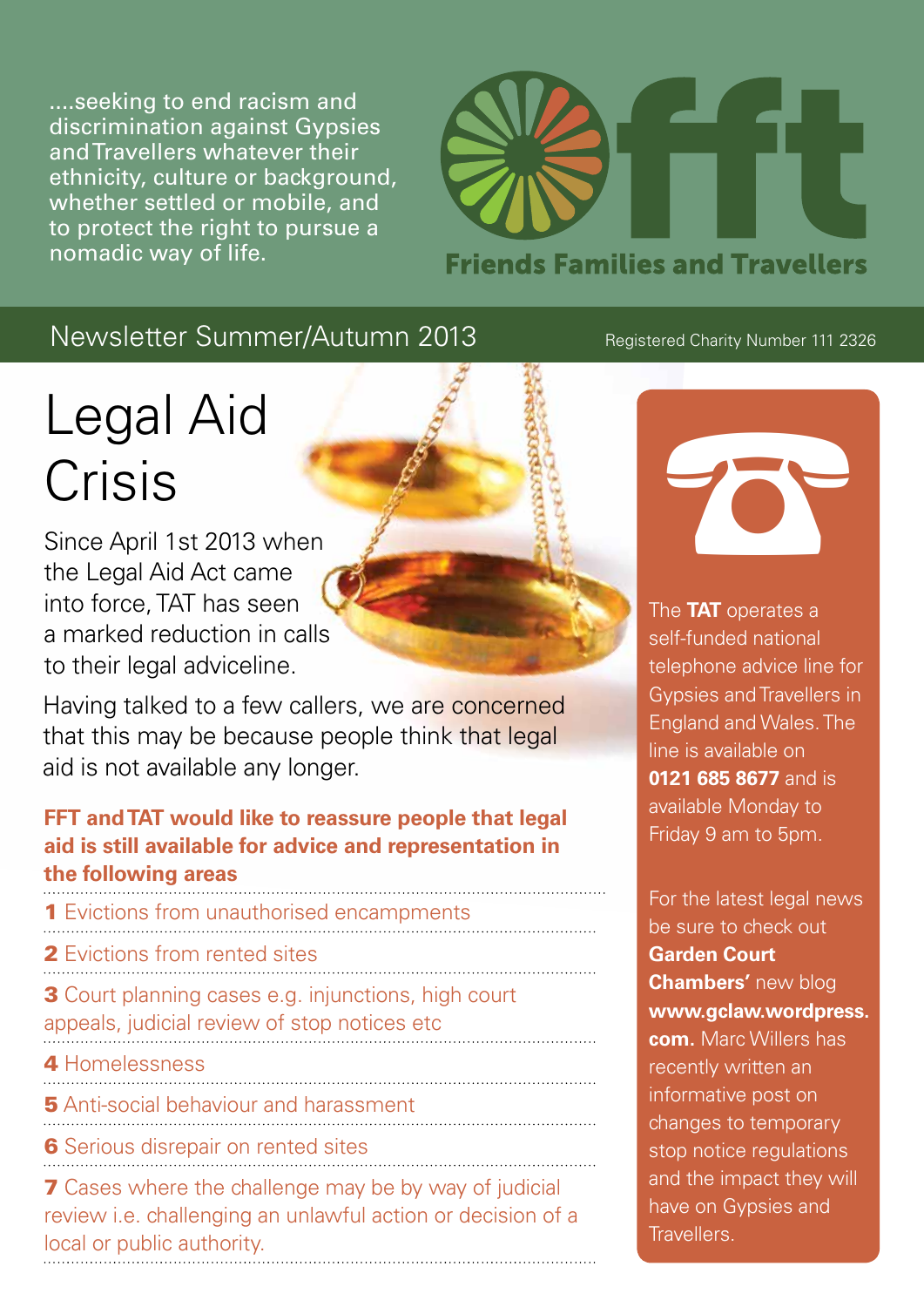....seeking to end racism and discrimination against Gypsies and Travellers whatever their ethnicity, culture or background, whether settled or mobile, and to protect the right to pursue a nomadic way of life.

**fft**

**Friends Families and Travellers**

Newsletter Summer/Autumn 2013

Registered Charity Number 111 2326

# Legal Aid Crisis

Since April 1st 2013 when the Legal Aid Act came into force, TAT has seen a marked reduction in calls to their legal adviceline.

Having talked to a few callers, we are concerned that this may be because people think that legal aid is not available any longer.

**FFT and TAT would like to reassure people that legal aid is still available for advice and representation in the following areas**

**1** Evictions from unauthorised encampments

**2** Evictions from rented sites

**3** Court planning cases e.g. injunctions, high court appeals, judicial review of stop notices etc

**4** Homelessness

**5** Anti-social behaviour and harassment

**6** Serious disrepair on rented sites

**7** Cases where the challenge may be by way of judicial review i.e. challenging an unlawful action or decision of a local or public authority.

The **TAT** operates a self-funded national telephone advice line for Gypsies and Travellers in England and Wales. The line is available on **0121 685 8677** and is available Monday to Friday 9 am to 5pm.

For the latest legal news be sure to check out **Garden Court Chambers'** new blog **www.gclaw.wordpress.com.** Marc Willers has recently written an informative post on changes to temporary stop notice regulations and the impact they will have on Gypsies and Travellers.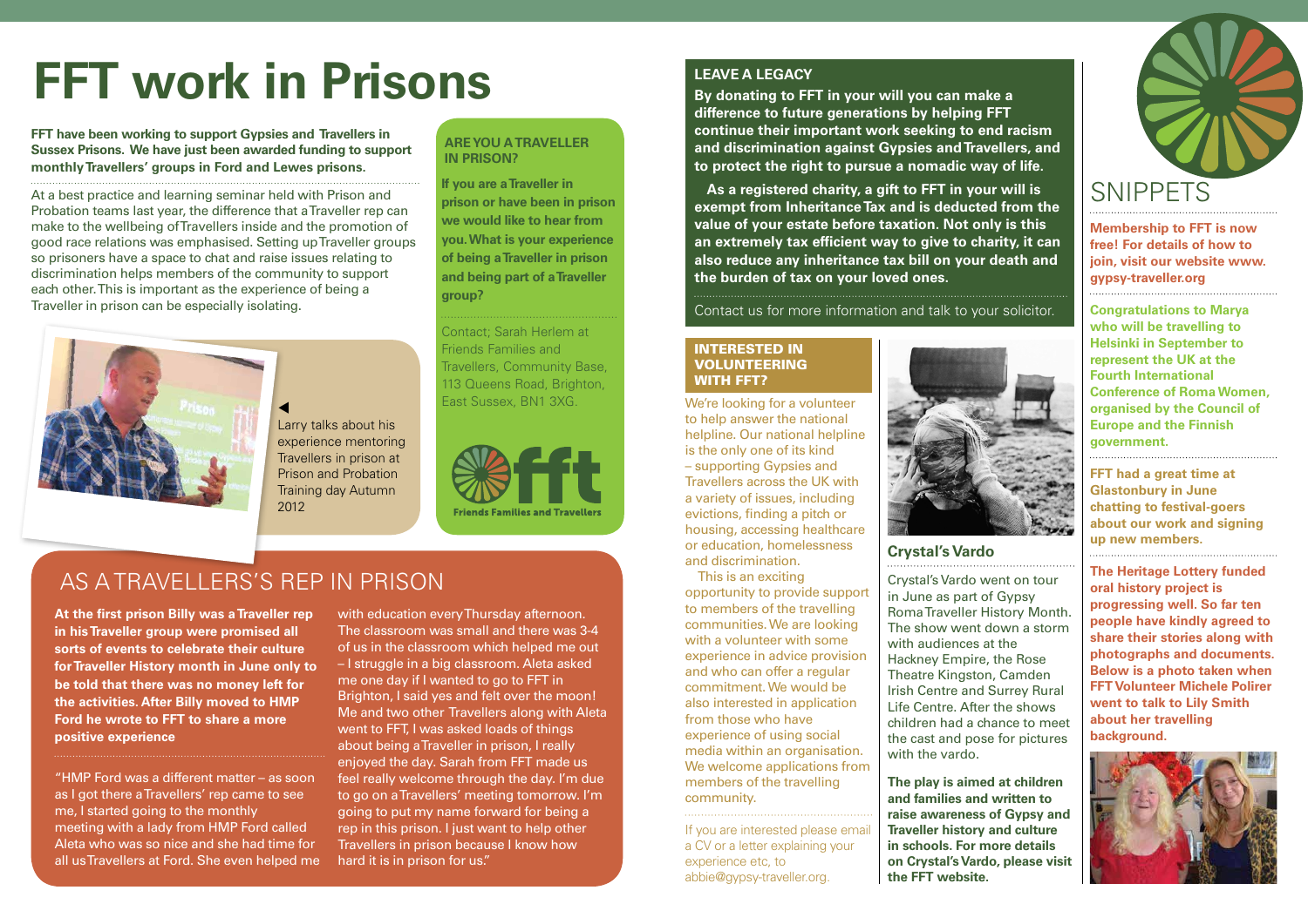# FFT work in Prisons

**FFT have been working to support Gypsies and Travellers in Sussex Prisons. We have just been awarded funding to support monthly Travellers' groups in Ford and Lewes prisons.**

At a best practice and learning seminar held with Prison and Probation teams last year, the difference that a Traveller rep can make to the wellbeing of Travellers inside and the promotion of good race relations was emphasised. Setting up Traveller groups so prisoners have a space to chat and raise issues relating to discrimination helps members of the community to support each other. This is important as the experience of being a Traveller in prison can be especially isolating.

Larry talks about his experience mentoring Travellers in prison at Prison and Probation Training day Autumn 2012

### ARE YOU A TRAVELLER IN PRISON?

**If you are a Traveller in prison or have been in prison we would like to hear from you. What is your experience of being a Traveller in prison and being part of a Traveller group?**

Contact; Sarah Herlem at Friends Families and Travellers, Community Base, 113 Queens Road, Brighton, East Sussex, BN1 3XG.

fft Friends Families and Travellers

## AS A TRAVELLERS'S REP IN PRISON

**At the first prison Billy was a Traveller rep in his Traveller group were promised all sorts of events to celebrate their culture for Traveller History month in June only to be told that there was no money left for the activities. After Billy moved to HMP Ford he wrote to FFT to share a more positive experience**

"HMP Ford was a different matter – as soon as I got there a Travellers' rep came to see me, I started going to the monthly meeting with a lady from HMP Ford called Aleta who was so nice and she had time for all us Travellers at Ford. She even helped me with education every Thursday afternoon. The classroom was small and there was 3-4 of us in the classroom which helped me out – I struggle in a big classroom. Aleta asked me one day if I wanted to go to FFT in Brighton, I said yes and felt over the moon! Me and two other Travellers along with Aleta went to FFT, I was asked loads of things about being a Traveller in prison, I really enjoyed the day. Sarah from FFT made us feel really welcome through the day. I'm due to go on a Travellers' meeting tomorrow. I'm going to put my name forward for being a rep in this prison. I just want to help other Travellers in prison because I know how hard it is in prison for us."

### LEAVE A LEGACY

**By donating to FFT in your will you can make a difference to future generations by helping FFT continue their important work seeking to end racism and discrimination against Gypsies and Travellers, and to protect the right to pursue a nomadic way of life.**

**As a registered charity, a gift to FFT in your will is exempt from Inheritance Tax and is deducted from the value of your estate before taxation. Not only is this an extremely tax efficient way to give to charity, it can also reduce any inheritance tax bill on your death and the burden of tax on your loved ones.**

Contact us for more information and talk to your solicitor.

### INTERESTED IN VOLUNTEERING WITH FFT?

We're looking for a volunteer to help answer the national helpline. Our national helpline is the only one of its kind – supporting Gypsies and Travellers across the UK with a variety of issues, including evictions, finding a pitch or housing, accessing healthcare or education, homelessness and discrimination.

This is an exciting opportunity to provide support to members of the travelling communities. We are looking with a volunteer with some experience in advice provision and who can offer a regular commitment. We would be also interested in application from those who have experience of using social media within an organisation. We welcome applications from members of the travelling community.

If you are interested please email a CV or a letter explaining your experience etc, to abbie@gypsy-traveller.org.

### Crystal's Vardo

Crystal's Vardo went on tour in June as part of Gypsy Roma Traveller History Month. The show went down a storm with audiences at the Hackney Empire, the Rose Theatre Kingston, Camden Irish Centre and Surrey Rural Life Centre. After the shows children had a chance to meet the cast and pose for pictures with the vardo.

**The play is aimed at children and families and written to raise awareness of Gypsy and Traveller history and culture in schools. For more details on Crystal's Vardo, please visit the FFT website.**

## SNIPPETS

**Membership to FFT is now free! For details of how to join, visit our website www.gypsy-traveller.org**

**Congratulations to Marya who will be travelling to Helsinki in September to represent the UK at the Fourth International Conference of Roma Women, organised by the Council of Europe and the Finnish government.**

**FFT had a great time at Glastonbury in June chatting to festival-goers about our work and signing up new members.**

**The Heritage Lottery funded oral history project is progressing well. So far ten people have kindly agreed to share their stories along with photographs and documents. Below is a photo taken when FFT Volunteer Michele Polirer went to talk to Lily Smith about her travelling background.**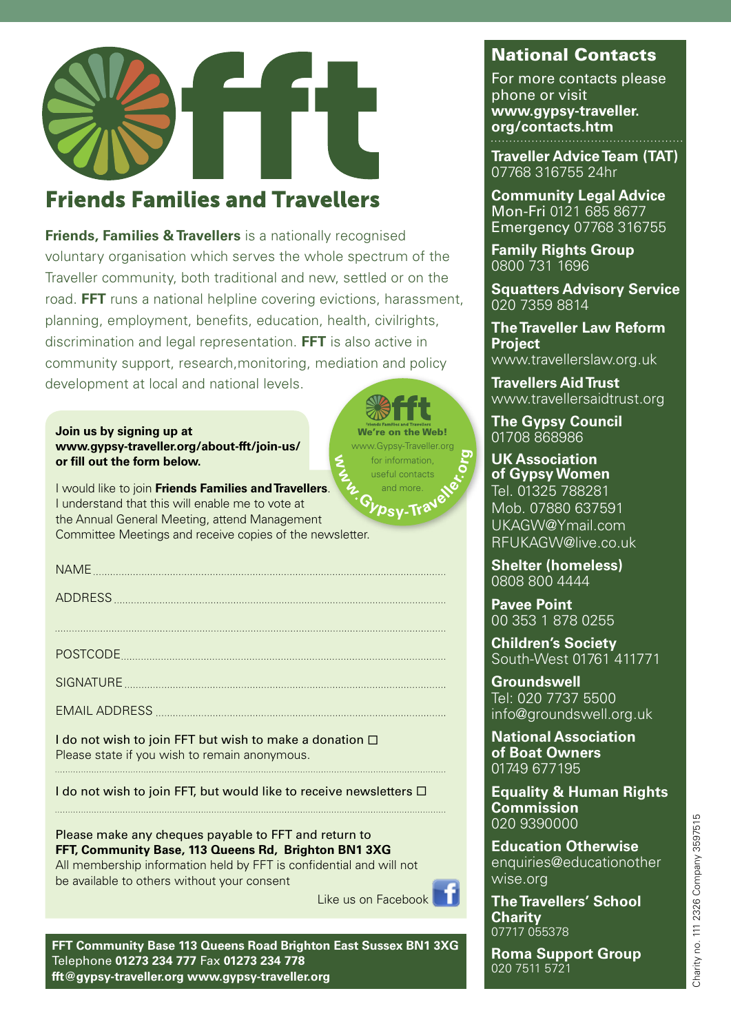# fft

## Friends Families and Travellers

**Friends, Families & Travellers** is a nationally recognised voluntary organisation which serves the whole spectrum of the Traveller community, both traditional and new, settled or on the road. **FFT** runs a national helpline covering evictions, harassment, planning, employment, benefits, education, health, civilrights, discrimination and legal representation. **FFT** is also active in community support, research,monitoring, mediation and policy development at local and national levels.

**Join us by signing up at www.gypsy-traveller.org/about-fft/join-us/ or fill out the form below.**

**We're on the Web!**
www.Gypsy-Traveller.org for information, useful contacts and more.
www.Gypsy-Traveller.org

I would like to join **Friends Families and Travellers**. I understand that this will enable me to vote at the Annual General Meeting, attend Management Committee Meetings and receive copies of the newsletter.

NAME ........................................................................

ADDRESS ........................................................................

........................................................................

POSTCODE ........................................................................

SIGNATURE ........................................................................

EMAIL ADDRESS ........................................................................

I do not wish to join FFT but wish to make a donation ☐
Please state if you wish to remain anonymous.

........................................................................

I do not wish to join FFT, but would like to receive newsletters ☐

........................................................................

Please make any cheques payable to FFT and return to
**FFT, Community Base, 113 Queens Rd, Brighton BN1 3XG**
All membership information held by FFT is confidential and will not be available to others without your consent

Like us on Facebook

**FFT Community Base 113 Queens Road Brighton East Sussex BN1 3XG**
Telephone **01273 234 777** Fax **01273 234 778**
**fft@gypsy-traveller.org www.gypsy-traveller.org**

## National Contacts

For more contacts please phone or visit **www.gypsy-traveller.org/contacts.htm**

**Traveller Advice Team (TAT)**
07768 316755 24hr

**Community Legal Advice**
Mon-Fri 0121 685 8677
Emergency 07768 316755

**Family Rights Group**
0800 731 1696

**Squatters Advisory Service**
020 7359 8814

**The Traveller Law Reform Project**
www.travellerslaw.org.uk

**Travellers Aid Trust**
www.travellersaidtrust.org

**The Gypsy Council**
01708 868986

**UK Association of Gypsy Women**
Tel. 01325 788281
Mob. 07880 637591
UKAGW@Ymail.com
RFUKAGW@live.co.uk

**Shelter (homeless)**
0808 800 4444

**Pavee Point**
00 353 1 878 0255

**Children's Society**
South-West 01761 411771

**Groundswell**
Tel: 020 7737 5500
info@groundswell.org.uk

**National Association of Boat Owners**
01749 677195

**Equality & Human Rights Commission**
020 9390000

**Education Otherwise**
enquiries@educationotherwise.org

**The Travellers' School Charity**
07717 055378

**Roma Support Group**
020 7511 5721

Charity no. 111 2326 Company 3597515